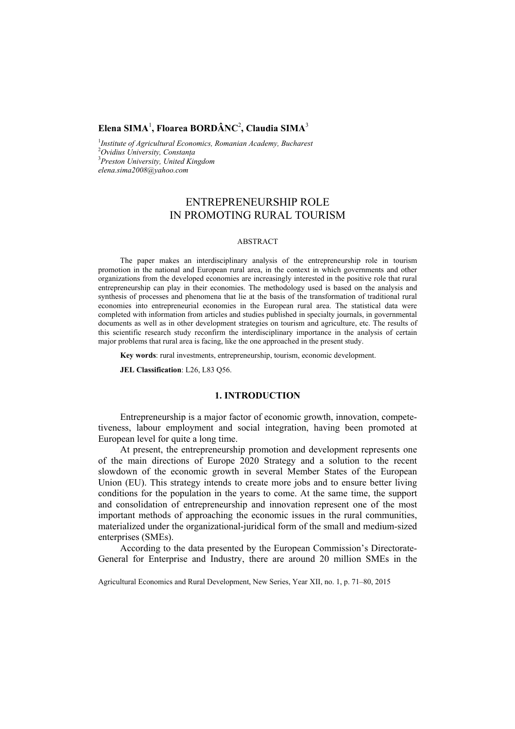**Elena SIMA**[1]**, Floarea BORDÂNC**[2]**, Claudia SIMA**[3]

[1]*Institute of Agricultural Economics, Romanian Academy, Bucharest*
[2]*Ovidius University, Constanța*
[3]*Preston University, United Kingdom*
*elena.sima2008@yahoo.com*

# ENTREPRENEURSHIP ROLE IN PROMOTING RURAL TOURISM

## ABSTRACT

The paper makes an interdisciplinary analysis of the entrepreneurship role in tourism promotion in the national and European rural area, in the context in which governments and other organizations from the developed economies are increasingly interested in the positive role that rural entrepreneurship can play in their economies. The methodology used is based on the analysis and synthesis of processes and phenomena that lie at the basis of the transformation of traditional rural economies into entrepreneurial economies in the European rural area. The statistical data were completed with information from articles and studies published in specialty journals, in governmental documents as well as in other development strategies on tourism and agriculture, etc. The results of this scientific research study reconfirm the interdisciplinary importance in the analysis of certain major problems that rural area is facing, like the one approached in the present study.

**Key words**: rural investments, entrepreneurship, tourism, economic development.

**JEL Classification**: L26, L83 Q56.

## 1. INTRODUCTION

Entrepreneurship is a major factor of economic growth, innovation, competetiveness, labour employment and social integration, having been promoted at European level for quite a long time.

At present, the entrepreneurship promotion and development represents one of the main directions of Europe 2020 Strategy and a solution to the recent slowdown of the economic growth in several Member States of the European Union (EU). This strategy intends to create more jobs and to ensure better living conditions for the population in the years to come. At the same time, the support and consolidation of entrepreneurship and innovation represent one of the most important methods of approaching the economic issues in the rural communities, materialized under the organizational-juridical form of the small and medium-sized enterprises (SMEs).

According to the data presented by the European Commission's Directorate-General for Enterprise and Industry, there are around 20 million SMEs in the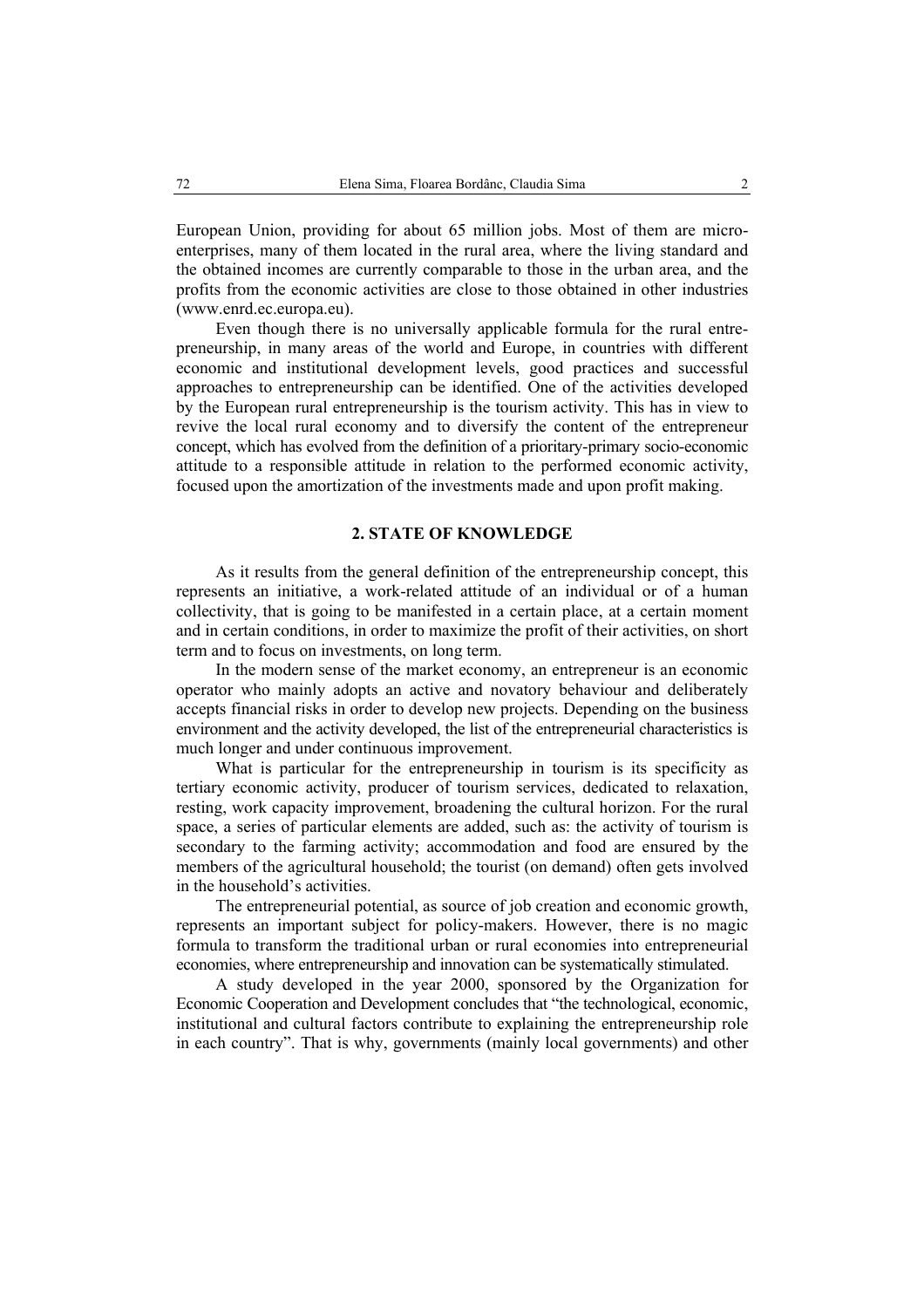European Union, providing for about 65 million jobs. Most of them are micro-enterprises, many of them located in the rural area, where the living standard and the obtained incomes are currently comparable to those in the urban area, and the profits from the economic activities are close to those obtained in other industries (www.enrd.ec.europa.eu).

Even though there is no universally applicable formula for the rural entrepreneurship, in many areas of the world and Europe, in countries with different economic and institutional development levels, good practices and successful approaches to entrepreneurship can be identified. One of the activities developed by the European rural entrepreneurship is the tourism activity. This has in view to revive the local rural economy and to diversify the content of the entrepreneur concept, which has evolved from the definition of a prioritary-primary socio-economic attitude to a responsible attitude in relation to the performed economic activity, focused upon the amortization of the investments made and upon profit making.

## 2. STATE OF KNOWLEDGE

As it results from the general definition of the entrepreneurship concept, this represents an initiative, a work-related attitude of an individual or of a human collectivity, that is going to be manifested in a certain place, at a certain moment and in certain conditions, in order to maximize the profit of their activities, on short term and to focus on investments, on long term.

In the modern sense of the market economy, an entrepreneur is an economic operator who mainly adopts an active and novatory behaviour and deliberately accepts financial risks in order to develop new projects. Depending on the business environment and the activity developed, the list of the entrepreneurial characteristics is much longer and under continuous improvement.

What is particular for the entrepreneurship in tourism is its specificity as tertiary economic activity, producer of tourism services, dedicated to relaxation, resting, work capacity improvement, broadening the cultural horizon. For the rural space, a series of particular elements are added, such as: the activity of tourism is secondary to the farming activity; accommodation and food are ensured by the members of the agricultural household; the tourist (on demand) often gets involved in the household's activities.

The entrepreneurial potential, as source of job creation and economic growth, represents an important subject for policy-makers. However, there is no magic formula to transform the traditional urban or rural economies into entrepreneurial economies, where entrepreneurship and innovation can be systematically stimulated.

A study developed in the year 2000, sponsored by the Organization for Economic Cooperation and Development concludes that "the technological, economic, institutional and cultural factors contribute to explaining the entrepreneurship role in each country". That is why, governments (mainly local governments) and other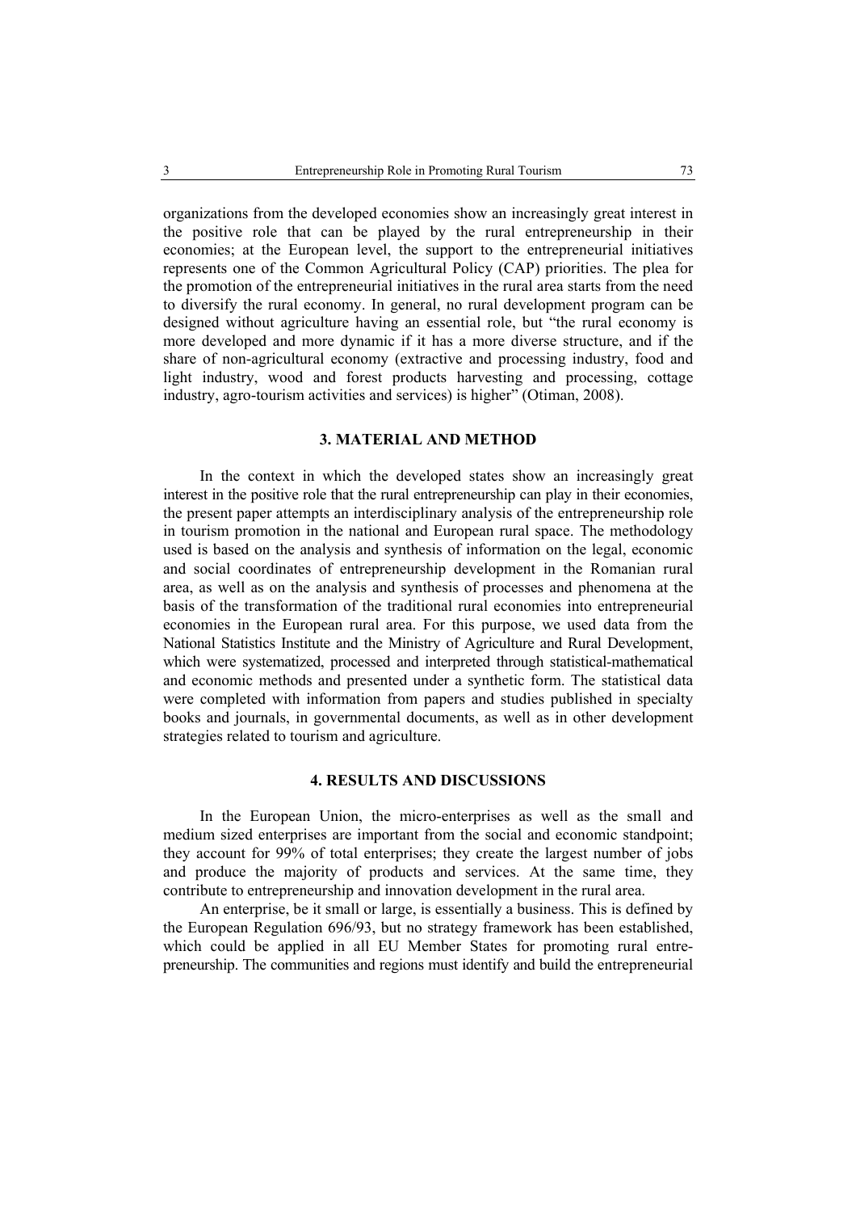organizations from the developed economies show an increasingly great interest in the positive role that can be played by the rural entrepreneurship in their economies; at the European level, the support to the entrepreneurial initiatives represents one of the Common Agricultural Policy (CAP) priorities. The plea for the promotion of the entrepreneurial initiatives in the rural area starts from the need to diversify the rural economy. In general, no rural development program can be designed without agriculture having an essential role, but "the rural economy is more developed and more dynamic if it has a more diverse structure, and if the share of non-agricultural economy (extractive and processing industry, food and light industry, wood and forest products harvesting and processing, cottage industry, agro-tourism activities and services) is higher" (Otiman, 2008).

## 3. MATERIAL AND METHOD

In the context in which the developed states show an increasingly great interest in the positive role that the rural entrepreneurship can play in their economies, the present paper attempts an interdisciplinary analysis of the entrepreneurship role in tourism promotion in the national and European rural space. The methodology used is based on the analysis and synthesis of information on the legal, economic and social coordinates of entrepreneurship development in the Romanian rural area, as well as on the analysis and synthesis of processes and phenomena at the basis of the transformation of the traditional rural economies into entrepreneurial economies in the European rural area. For this purpose, we used data from the National Statistics Institute and the Ministry of Agriculture and Rural Development, which were systematized, processed and interpreted through statistical-mathematical and economic methods and presented under a synthetic form. The statistical data were completed with information from papers and studies published in specialty books and journals, in governmental documents, as well as in other development strategies related to tourism and agriculture.

## 4. RESULTS AND DISCUSSIONS

In the European Union, the micro-enterprises as well as the small and medium sized enterprises are important from the social and economic standpoint; they account for 99% of total enterprises; they create the largest number of jobs and produce the majority of products and services. At the same time, they contribute to entrepreneurship and innovation development in the rural area.

An enterprise, be it small or large, is essentially a business. This is defined by the European Regulation 696/93, but no strategy framework has been established, which could be applied in all EU Member States for promoting rural entrepreneurship. The communities and regions must identify and build the entrepreneurial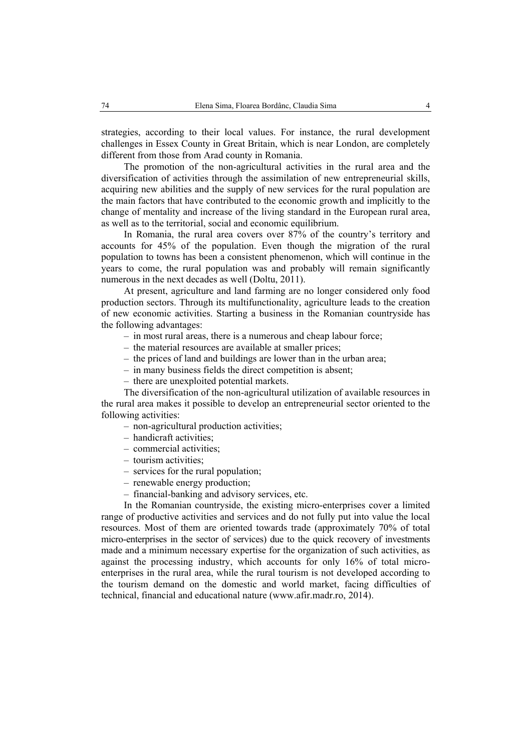strategies, according to their local values. For instance, the rural development challenges in Essex County in Great Britain, which is near London, are completely different from those from Arad county in Romania.

The promotion of the non-agricultural activities in the rural area and the diversification of activities through the assimilation of new entrepreneurial skills, acquiring new abilities and the supply of new services for the rural population are the main factors that have contributed to the economic growth and implicitly to the change of mentality and increase of the living standard in the European rural area, as well as to the territorial, social and economic equilibrium.

In Romania, the rural area covers over 87% of the country's territory and accounts for 45% of the population. Even though the migration of the rural population to towns has been a consistent phenomenon, which will continue in the years to come, the rural population was and probably will remain significantly numerous in the next decades as well (Doltu, 2011).

At present, agriculture and land farming are no longer considered only food production sectors. Through its multifunctionality, agriculture leads to the creation of new economic activities. Starting a business in the Romanian countryside has the following advantages:

- in most rural areas, there is a numerous and cheap labour force;
- the material resources are available at smaller prices;
- the prices of land and buildings are lower than in the urban area;
- in many business fields the direct competition is absent;
- there are unexploited potential markets.

The diversification of the non-agricultural utilization of available resources in the rural area makes it possible to develop an entrepreneurial sector oriented to the following activities:

- non-agricultural production activities;
- handicraft activities;
- commercial activities;
- tourism activities;
- services for the rural population;
- renewable energy production;
- financial-banking and advisory services, etc.

In the Romanian countryside, the existing micro-enterprises cover a limited range of productive activities and services and do not fully put into value the local resources. Most of them are oriented towards trade (approximately 70% of total micro-enterprises in the sector of services) due to the quick recovery of investments made and a minimum necessary expertise for the organization of such activities, as against the processing industry, which accounts for only 16% of total micro-enterprises in the rural area, while the rural tourism is not developed according to the tourism demand on the domestic and world market, facing difficulties of technical, financial and educational nature (www.afir.madr.ro, 2014).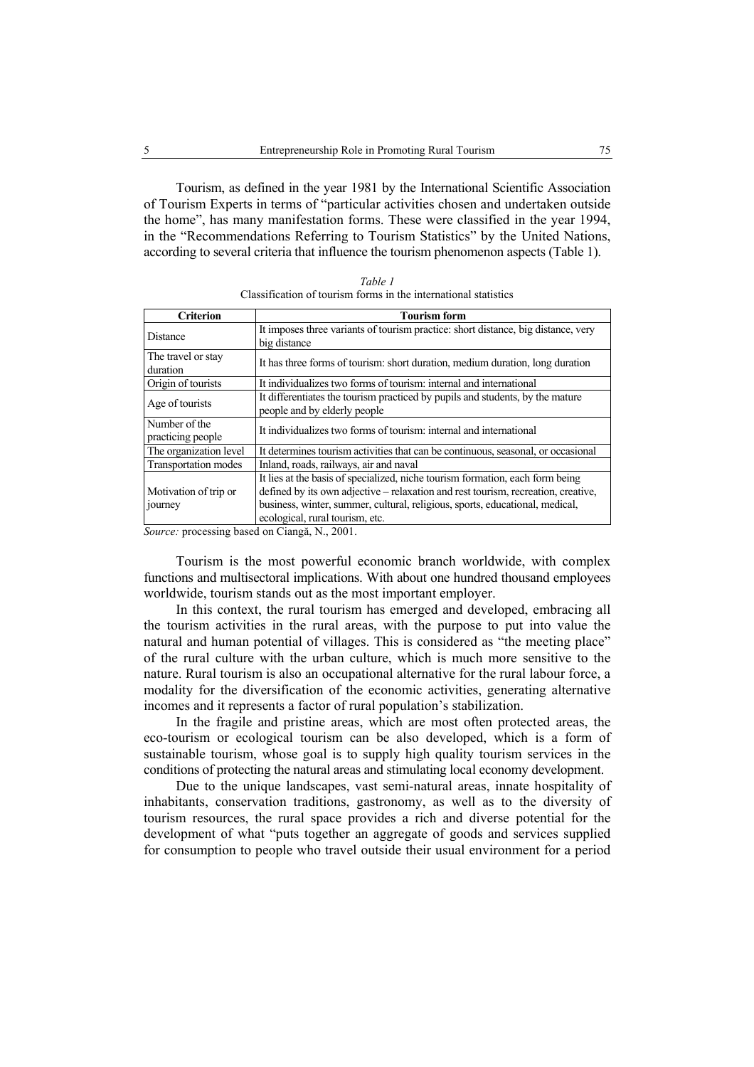Tourism, as defined in the year 1981 by the International Scientific Association of Tourism Experts in terms of "particular activities chosen and undertaken outside the home", has many manifestation forms. These were classified in the year 1994, in the "Recommendations Referring to Tourism Statistics" by the United Nations, according to several criteria that influence the tourism phenomenon aspects (Table 1).

*Table 1*
Classification of tourism forms in the international statistics

| Criterion | Tourism form |
|---|---|
| Distance | It imposes three variants of tourism practice: short distance, big distance, very big distance |
| The travel or stay duration | It has three forms of tourism: short duration, medium duration, long duration |
| Origin of tourists | It individualizes two forms of tourism: internal and international |
| Age of tourists | It differentiates the tourism practiced by pupils and students, by the mature people and by elderly people |
| Number of the practicing people | It individualizes two forms of tourism: internal and international |
| The organization level | It determines tourism activities that can be continuous, seasonal, or occasional |
| Transportation modes | Inland, roads, railways, air and naval |
| Motivation of trip or journey | It lies at the basis of specialized, niche tourism formation, each form being defined by its own adjective – relaxation and rest tourism, recreation, creative, business, winter, summer, cultural, religious, sports, educational, medical, ecological, rural tourism, etc. |

*Source:* processing based on Ciangă, N., 2001.

Tourism is the most powerful economic branch worldwide, with complex functions and multisectoral implications. With about one hundred thousand employees worldwide, tourism stands out as the most important employer.

In this context, the rural tourism has emerged and developed, embracing all the tourism activities in the rural areas, with the purpose to put into value the natural and human potential of villages. This is considered as "the meeting place" of the rural culture with the urban culture, which is much more sensitive to the nature. Rural tourism is also an occupational alternative for the rural labour force, a modality for the diversification of the economic activities, generating alternative incomes and it represents a factor of rural population's stabilization.

In the fragile and pristine areas, which are most often protected areas, the eco-tourism or ecological tourism can be also developed, which is a form of sustainable tourism, whose goal is to supply high quality tourism services in the conditions of protecting the natural areas and stimulating local economy development.

Due to the unique landscapes, vast semi-natural areas, innate hospitality of inhabitants, conservation traditions, gastronomy, as well as to the diversity of tourism resources, the rural space provides a rich and diverse potential for the development of what "puts together an aggregate of goods and services supplied for consumption to people who travel outside their usual environment for a period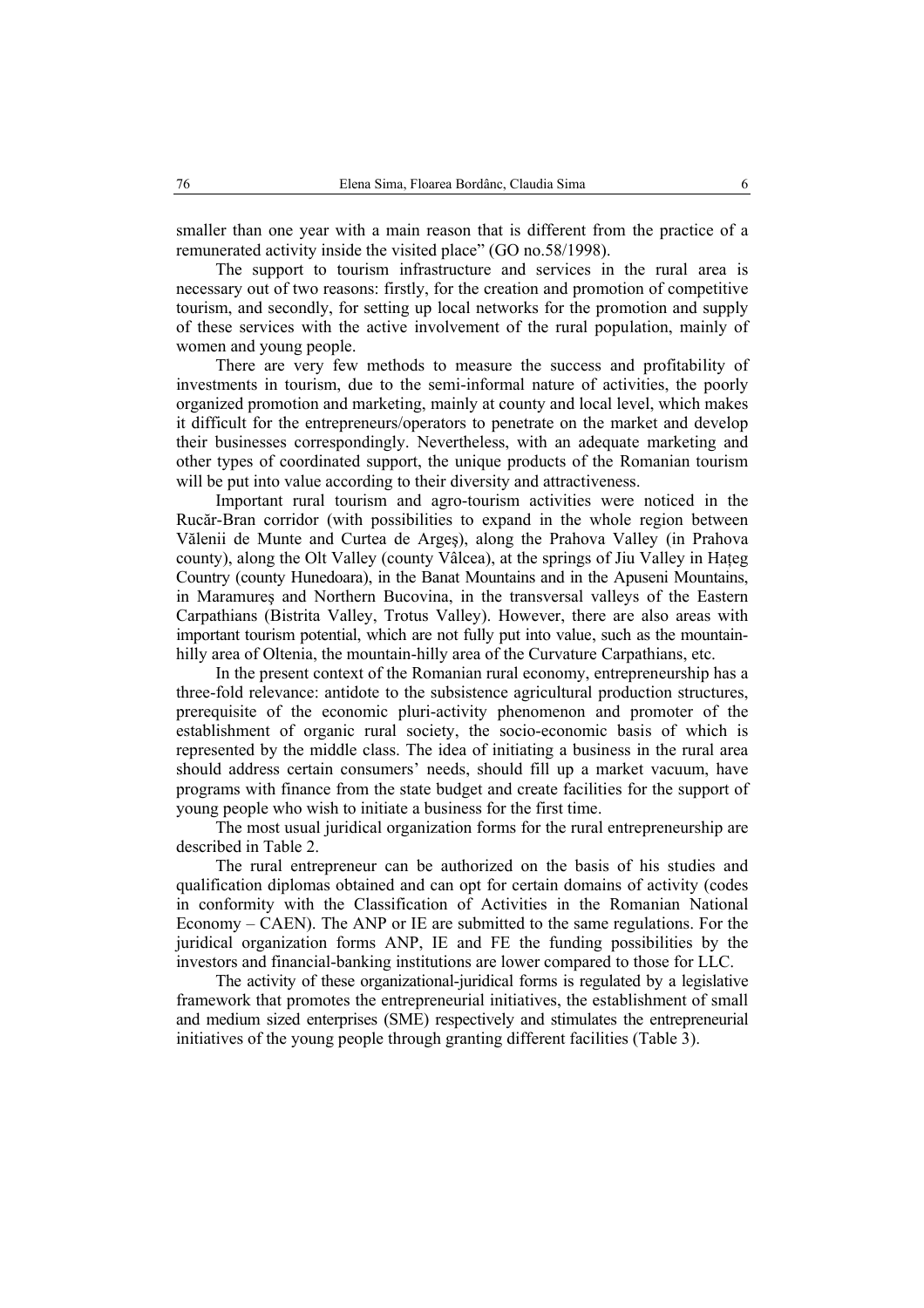smaller than one year with a main reason that is different from the practice of a remunerated activity inside the visited place" (GO no.58/1998).

The support to tourism infrastructure and services in the rural area is necessary out of two reasons: firstly, for the creation and promotion of competitive tourism, and secondly, for setting up local networks for the promotion and supply of these services with the active involvement of the rural population, mainly of women and young people.

There are very few methods to measure the success and profitability of investments in tourism, due to the semi-informal nature of activities, the poorly organized promotion and marketing, mainly at county and local level, which makes it difficult for the entrepreneurs/operators to penetrate on the market and develop their businesses correspondingly. Nevertheless, with an adequate marketing and other types of coordinated support, the unique products of the Romanian tourism will be put into value according to their diversity and attractiveness.

Important rural tourism and agro-tourism activities were noticed in the Rucăr-Bran corridor (with possibilities to expand in the whole region between Vălenii de Munte and Curtea de Argeş), along the Prahova Valley (in Prahova county), along the Olt Valley (county Vâlcea), at the springs of Jiu Valley in Haţeg Country (county Hunedoara), in the Banat Mountains and in the Apuseni Mountains, in Maramureş and Northern Bucovina, in the transversal valleys of the Eastern Carpathians (Bistrita Valley, Trotus Valley). However, there are also areas with important tourism potential, which are not fully put into value, such as the mountain-hilly area of Oltenia, the mountain-hilly area of the Curvature Carpathians, etc.

In the present context of the Romanian rural economy, entrepreneurship has a three-fold relevance: antidote to the subsistence agricultural production structures, prerequisite of the economic pluri-activity phenomenon and promoter of the establishment of organic rural society, the socio-economic basis of which is represented by the middle class. The idea of initiating a business in the rural area should address certain consumers' needs, should fill up a market vacuum, have programs with finance from the state budget and create facilities for the support of young people who wish to initiate a business for the first time.

The most usual juridical organization forms for the rural entrepreneurship are described in Table 2.

The rural entrepreneur can be authorized on the basis of his studies and qualification diplomas obtained and can opt for certain domains of activity (codes in conformity with the Classification of Activities in the Romanian National Economy – CAEN). The ANP or IE are submitted to the same regulations. For the juridical organization forms ANP, IE and FE the funding possibilities by the investors and financial-banking institutions are lower compared to those for LLC.

The activity of these organizational-juridical forms is regulated by a legislative framework that promotes the entrepreneurial initiatives, the establishment of small and medium sized enterprises (SME) respectively and stimulates the entrepreneurial initiatives of the young people through granting different facilities (Table 3).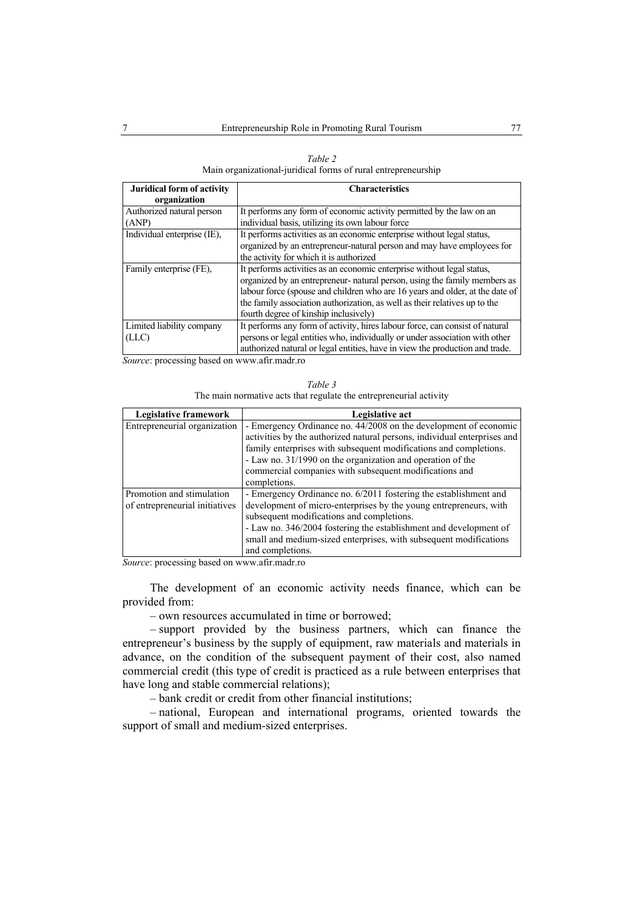*Table 2*
Main organizational-juridical forms of rural entrepreneurship

| Juridical form of activity organization | Characteristics |
|---|---|
| Authorized natural person (ANP) | It performs any form of economic activity permitted by the law on an individual basis, utilizing its own labour force |
| Individual enterprise (IE), | It performs activities as an economic enterprise without legal status, organized by an entrepreneur-natural person and may have employees for the activity for which it is authorized |
| Family enterprise (FE), | It performs activities as an economic enterprise without legal status, organized by an entrepreneur- natural person, using the family members as labour force (spouse and children who are 16 years and older, at the date of the family association authorization, as well as their relatives up to the fourth degree of kinship inclusively) |
| Limited liability company (LLC) | It performs any form of activity, hires labour force, can consist of natural persons or legal entities who, individually or under association with other authorized natural or legal entities, have in view the production and trade. |

*Source*: processing based on www.afir.madr.ro

*Table 3*
The main normative acts that regulate the entrepreneurial activity

| Legislative framework | Legislative act |
|---|---|
| Entrepreneurial organization | - Emergency Ordinance no. 44/2008 on the development of economic activities by the authorized natural persons, individual enterprises and family enterprises with subsequent modifications and completions.<br>- Law no. 31/1990 on the organization and operation of the commercial companies with subsequent modifications and completions. |
| Promotion and stimulation of entrepreneurial initiatives | - Emergency Ordinance no. 6/2011 fostering the establishment and development of micro-enterprises by the young entrepreneurs, with subsequent modifications and completions.<br>- Law no. 346/2004 fostering the establishment and development of small and medium-sized enterprises, with subsequent modifications and completions. |

*Source*: processing based on www.afir.madr.ro

The development of an economic activity needs finance, which can be provided from:

– own resources accumulated in time or borrowed;

– support provided by the business partners, which can finance the entrepreneur's business by the supply of equipment, raw materials and materials in advance, on the condition of the subsequent payment of their cost, also named commercial credit (this type of credit is practiced as a rule between enterprises that have long and stable commercial relations);

– bank credit or credit from other financial institutions;

– national, European and international programs, oriented towards the support of small and medium-sized enterprises.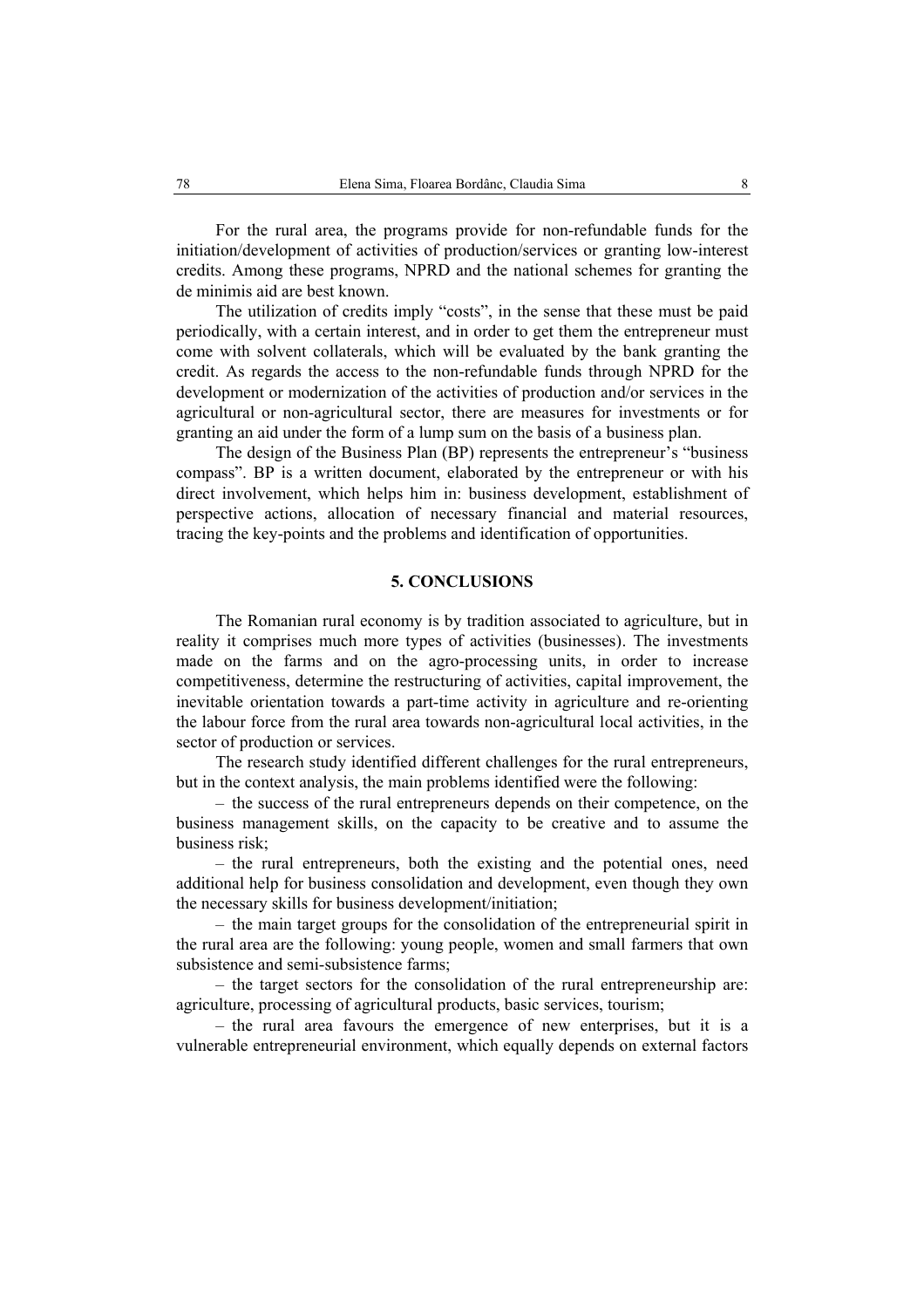For the rural area, the programs provide for non-refundable funds for the initiation/development of activities of production/services or granting low-interest credits. Among these programs, NPRD and the national schemes for granting the de minimis aid are best known.

The utilization of credits imply "costs", in the sense that these must be paid periodically, with a certain interest, and in order to get them the entrepreneur must come with solvent collaterals, which will be evaluated by the bank granting the credit. As regards the access to the non-refundable funds through NPRD for the development or modernization of the activities of production and/or services in the agricultural or non-agricultural sector, there are measures for investments or for granting an aid under the form of a lump sum on the basis of a business plan.

The design of the Business Plan (BP) represents the entrepreneur's "business compass". BP is a written document, elaborated by the entrepreneur or with his direct involvement, which helps him in: business development, establishment of perspective actions, allocation of necessary financial and material resources, tracing the key-points and the problems and identification of opportunities.

## 5. CONCLUSIONS

The Romanian rural economy is by tradition associated to agriculture, but in reality it comprises much more types of activities (businesses). The investments made on the farms and on the agro-processing units, in order to increase competitiveness, determine the restructuring of activities, capital improvement, the inevitable orientation towards a part-time activity in agriculture and re-orienting the labour force from the rural area towards non-agricultural local activities, in the sector of production or services.

The research study identified different challenges for the rural entrepreneurs, but in the context analysis, the main problems identified were the following:

– the success of the rural entrepreneurs depends on their competence, on the business management skills, on the capacity to be creative and to assume the business risk;

– the rural entrepreneurs, both the existing and the potential ones, need additional help for business consolidation and development, even though they own the necessary skills for business development/initiation;

– the main target groups for the consolidation of the entrepreneurial spirit in the rural area are the following: young people, women and small farmers that own subsistence and semi-subsistence farms;

– the target sectors for the consolidation of the rural entrepreneurship are: agriculture, processing of agricultural products, basic services, tourism;

– the rural area favours the emergence of new enterprises, but it is a vulnerable entrepreneurial environment, which equally depends on external factors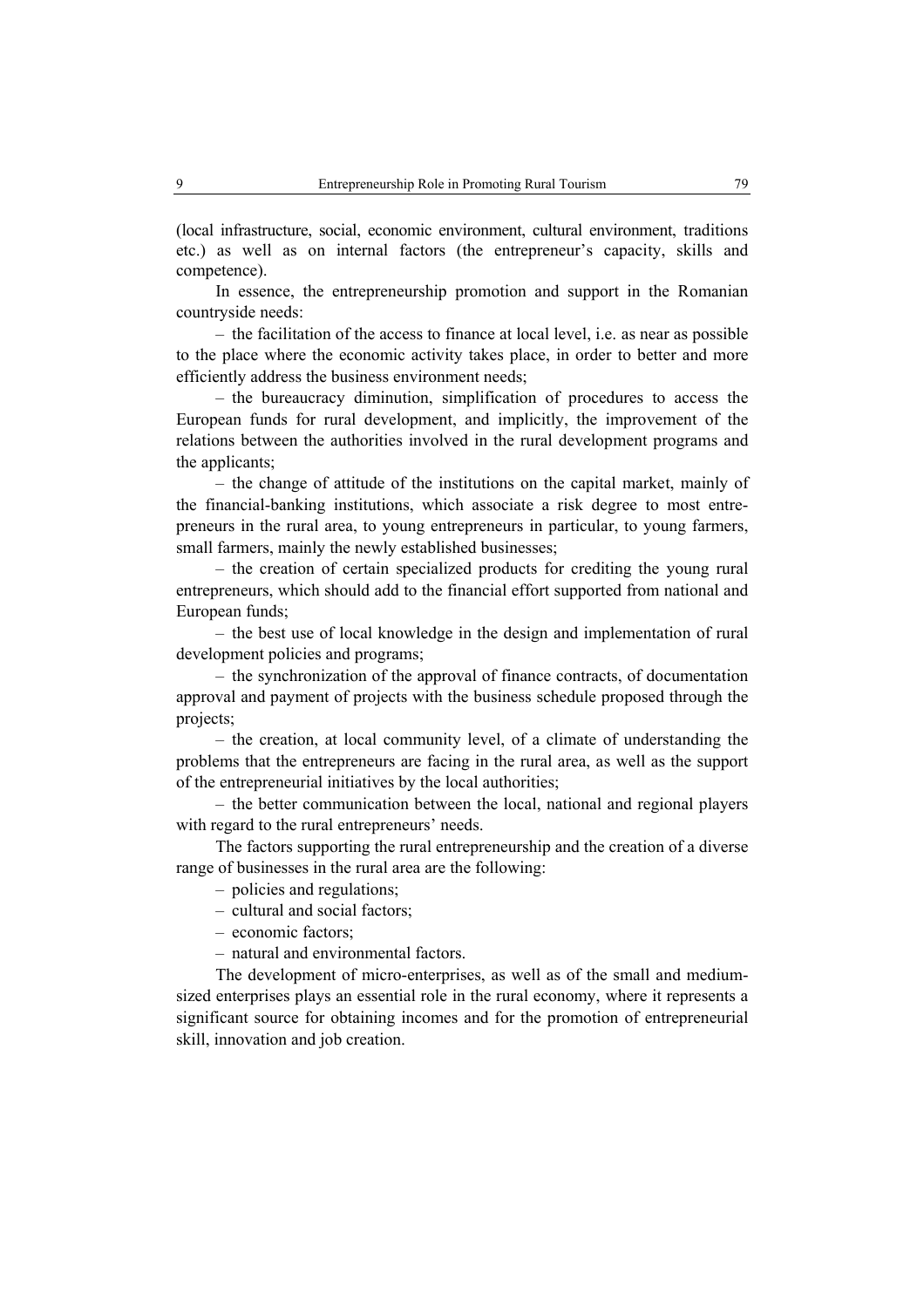(local infrastructure, social, economic environment, cultural environment, traditions etc.) as well as on internal factors (the entrepreneur's capacity, skills and competence).

In essence, the entrepreneurship promotion and support in the Romanian countryside needs:

– the facilitation of the access to finance at local level, i.e. as near as possible to the place where the economic activity takes place, in order to better and more efficiently address the business environment needs;

– the bureaucracy diminution, simplification of procedures to access the European funds for rural development, and implicitly, the improvement of the relations between the authorities involved in the rural development programs and the applicants;

– the change of attitude of the institutions on the capital market, mainly of the financial-banking institutions, which associate a risk degree to most entrepreneurs in the rural area, to young entrepreneurs in particular, to young farmers, small farmers, mainly the newly established businesses;

– the creation of certain specialized products for crediting the young rural entrepreneurs, which should add to the financial effort supported from national and European funds;

– the best use of local knowledge in the design and implementation of rural development policies and programs;

– the synchronization of the approval of finance contracts, of documentation approval and payment of projects with the business schedule proposed through the projects;

– the creation, at local community level, of a climate of understanding the problems that the entrepreneurs are facing in the rural area, as well as the support of the entrepreneurial initiatives by the local authorities;

– the better communication between the local, national and regional players with regard to the rural entrepreneurs' needs.

The factors supporting the rural entrepreneurship and the creation of a diverse range of businesses in the rural area are the following:

– policies and regulations;

– cultural and social factors;

– economic factors;

– natural and environmental factors.

The development of micro-enterprises, as well as of the small and medium-sized enterprises plays an essential role in the rural economy, where it represents a significant source for obtaining incomes and for the promotion of entrepreneurial skill, innovation and job creation.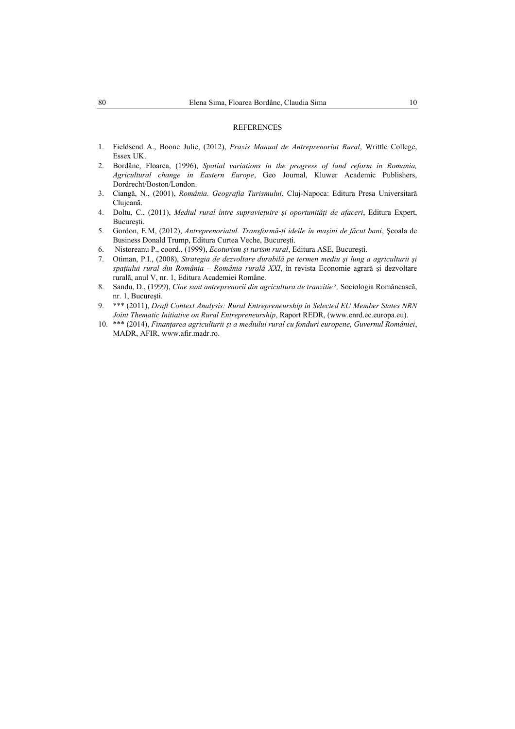## REFERENCES

1. Fieldsend A., Boone Julie, (2012), *Praxis Manual de Antreprenoriat Rural*, Writtle College, Essex UK.
2. Bordânc, Floarea, (1996), *Spatial variations in the progress of land reform in Romania, Agricultural change in Eastern Europe*, Geo Journal, Kluwer Academic Publishers, Dordrecht/Boston/London.
3. Ciangă, N., (2001), *România. Geografia Turismului*, Cluj-Napoca: Editura Presa Universitară Clujeană.
4. Doltu, C., (2011), *Mediul rural între supraviețuire și oportunități de afaceri*, Editura Expert, București.
5. Gordon, E.M, (2012), *Antreprenoriatul. Transformă-ți ideile în mașini de făcut bani*, Școala de Business Donald Trump, Editura Curtea Veche, București.
6. Nistoreanu P., coord., (1999), *Ecoturism și turism rural*, Editura ASE, București.
7. Otiman, P.I., (2008), *Strategia de dezvoltare durabilă pe termen mediu și lung a agriculturii și spațiului rural din România – România rurală XXI*, în revista Economie agrară și dezvoltare rurală, anul V, nr. 1, Editura Academiei Române.
8. Sandu, D., (1999), *Cine sunt antreprenorii din agricultura de tranzitie?,* Sociologia Românească, nr. 1, București.
9. *** (2011), *Draft Context Analysis: Rural Entrepreneurship in Selected EU Member States NRN Joint Thematic Initiative on Rural Entrepreneurship*, Raport REDR, (www.enrd.ec.europa.eu).
10. *** (2014), *Finanțarea agriculturii și a mediului rural cu fonduri europene, Guvernul României*, MADR, AFIR, www.afir.madr.ro.